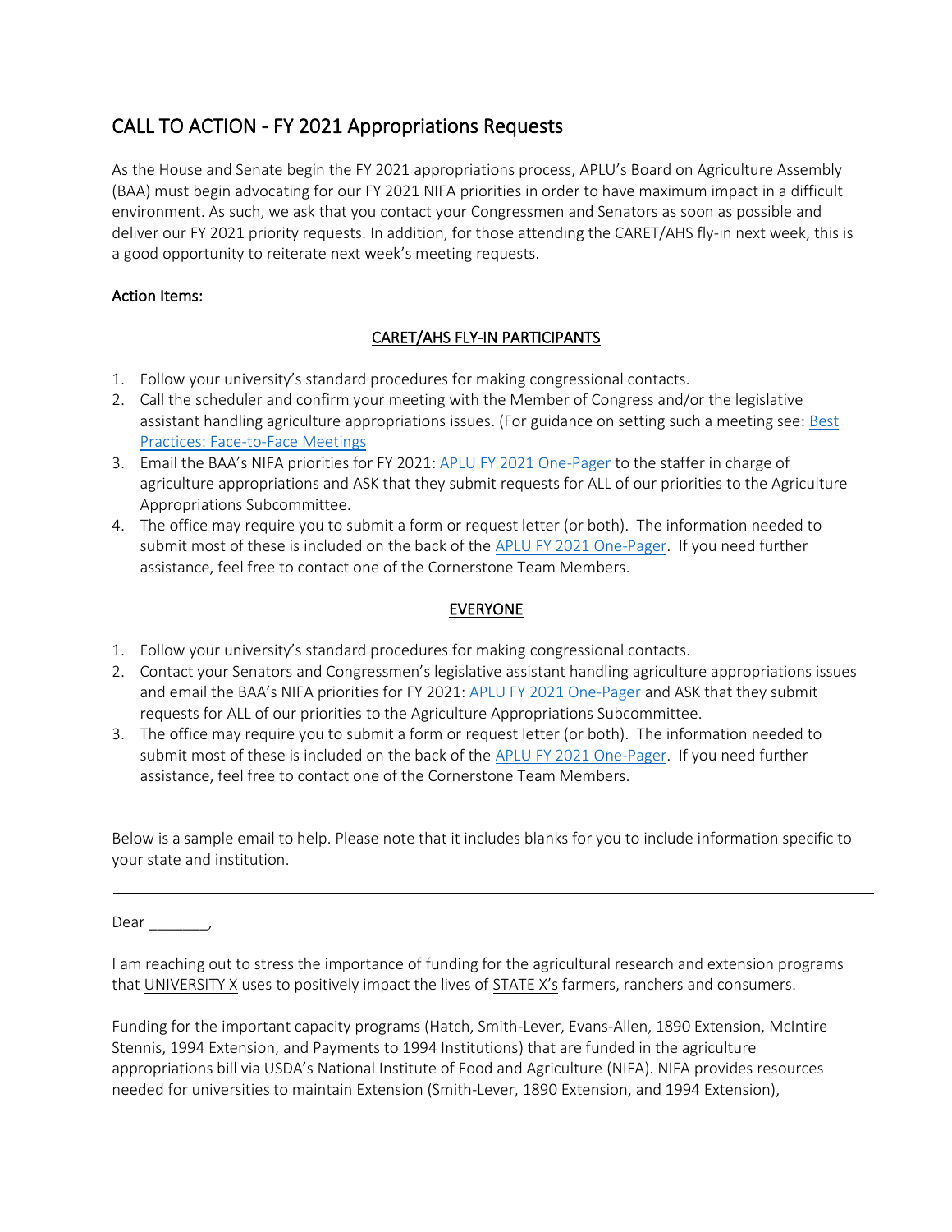# CALL TO ACTION - FY 2021 Appropriations Requests

As the House and Senate begin the FY 2021 appropriations process, APLU's Board on Agriculture Assembly (BAA) must begin advocating for our FY 2021 NIFA priorities in order to have maximum impact in a difficult environment. As such, we ask that you contact your Congressmen and Senators as soon as possible and deliver our FY 2021 priority requests. In addition, for those attending the CARET/AHS fly-in next week, this is a good opportunity to reiterate next week's meeting requests.

**Action Items:**

<u>CARET/AHS FLY-IN PARTICIPANTS</u>

1. Follow your university's standard procedures for making congressional contacts.
2. Call the scheduler and confirm your meeting with the Member of Congress and/or the legislative assistant handling agriculture appropriations issues. (For guidance on setting such a meeting see: Best Practices: Face-to-Face Meetings
3. Email the BAA's NIFA priorities for FY 2021: APLU FY 2021 One-Pager to the staffer in charge of agriculture appropriations and ASK that they submit requests for ALL of our priorities to the Agriculture Appropriations Subcommittee.
4. The office may require you to submit a form or request letter (or both). The information needed to submit most of these is included on the back of the APLU FY 2021 One-Pager. If you need further assistance, feel free to contact one of the Cornerstone Team Members.

<u>EVERYONE</u>

1. Follow your university's standard procedures for making congressional contacts.
2. Contact your Senators and Congressmen's legislative assistant handling agriculture appropriations issues and email the BAA's NIFA priorities for FY 2021: APLU FY 2021 One-Pager and ASK that they submit requests for ALL of our priorities to the Agriculture Appropriations Subcommittee.
3. The office may require you to submit a form or request letter (or both). The information needed to submit most of these is included on the back of the APLU FY 2021 One-Pager. If you need further assistance, feel free to contact one of the Cornerstone Team Members.

Below is a sample email to help. Please note that it includes blanks for you to include information specific to your state and institution.

---

Dear _______,

I am reaching out to stress the importance of funding for the agricultural research and extension programs that <u>UNIVERSITY X</u> uses to positively impact the lives of <u>STATE X's</u> farmers, ranchers and consumers.

Funding for the important capacity programs (Hatch, Smith-Lever, Evans-Allen, 1890 Extension, McIntire Stennis, 1994 Extension, and Payments to 1994 Institutions) that are funded in the agriculture appropriations bill via USDA's National Institute of Food and Agriculture (NIFA). NIFA provides resources needed for universities to maintain Extension (Smith-Lever, 1890 Extension, and 1994 Extension),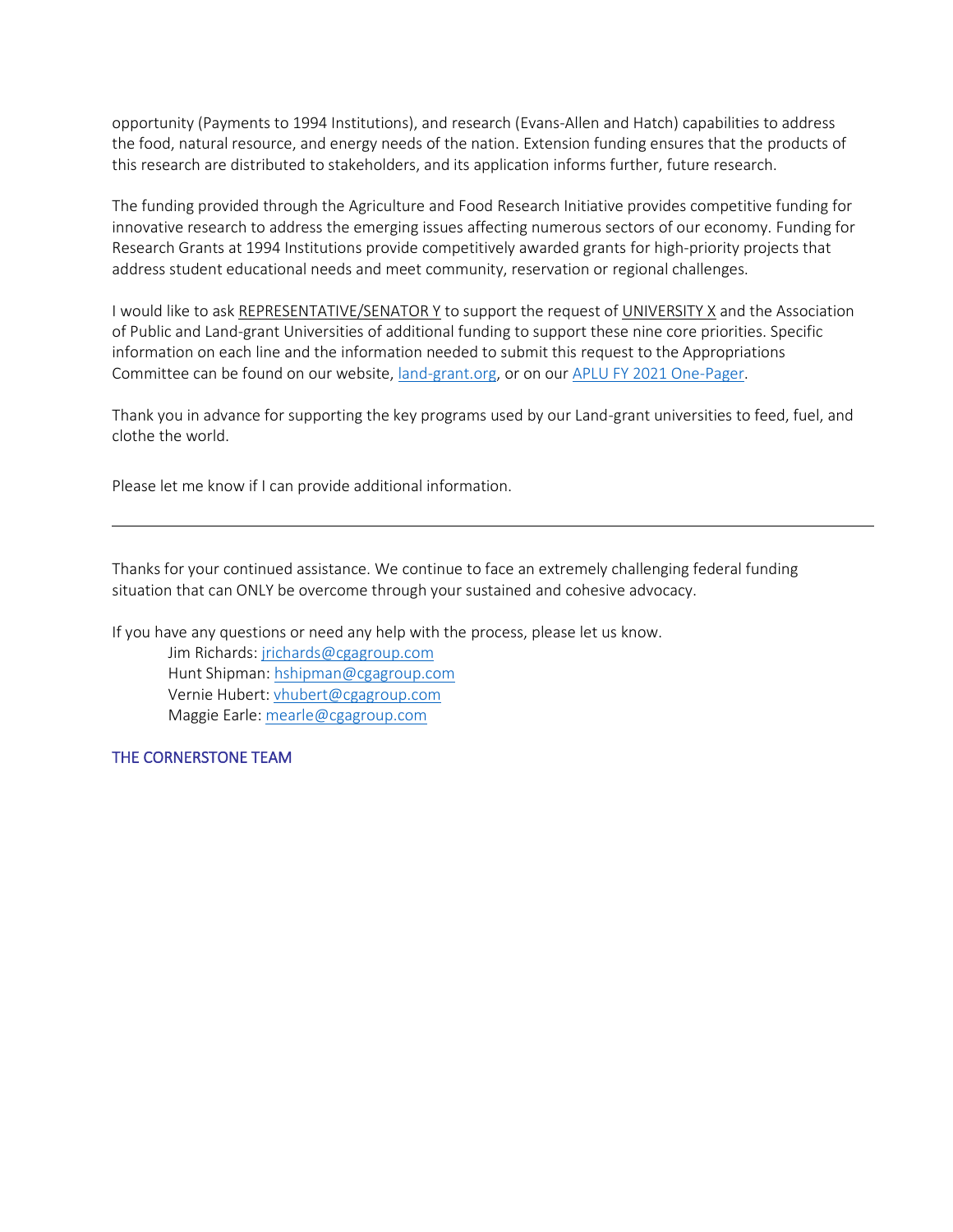opportunity (Payments to 1994 Institutions), and research (Evans-Allen and Hatch) capabilities to address the food, natural resource, and energy needs of the nation. Extension funding ensures that the products of this research are distributed to stakeholders, and its application informs further, future research.

The funding provided through the Agriculture and Food Research Initiative provides competitive funding for innovative research to address the emerging issues affecting numerous sectors of our economy. Funding for Research Grants at 1994 Institutions provide competitively awarded grants for high-priority projects that address student educational needs and meet community, reservation or regional challenges.

I would like to ask REPRESENTATIVE/SENATOR Y to support the request of UNIVERSITY X and the Association of Public and Land-grant Universities of additional funding to support these nine core priorities. Specific information on each line and the information needed to submit this request to the Appropriations Committee can be found on our website, [land-grant.org](land-grant.org), or on our [APLU FY 2021 One-Pager](APLU FY 2021 One-Pager).

Thank you in advance for supporting the key programs used by our Land-grant universities to feed, fuel, and clothe the world.

Please let me know if I can provide additional information.

---

Thanks for your continued assistance. We continue to face an extremely challenging federal funding situation that can ONLY be overcome through your sustained and cohesive advocacy.

If you have any questions or need any help with the process, please let us know.

Jim Richards: jrichards@cgagroup.com
Hunt Shipman: hshipman@cgagroup.com
Vernie Hubert: vhubert@cgagroup.com
Maggie Earle: mearle@cgagroup.com

THE CORNERSTONE TEAM